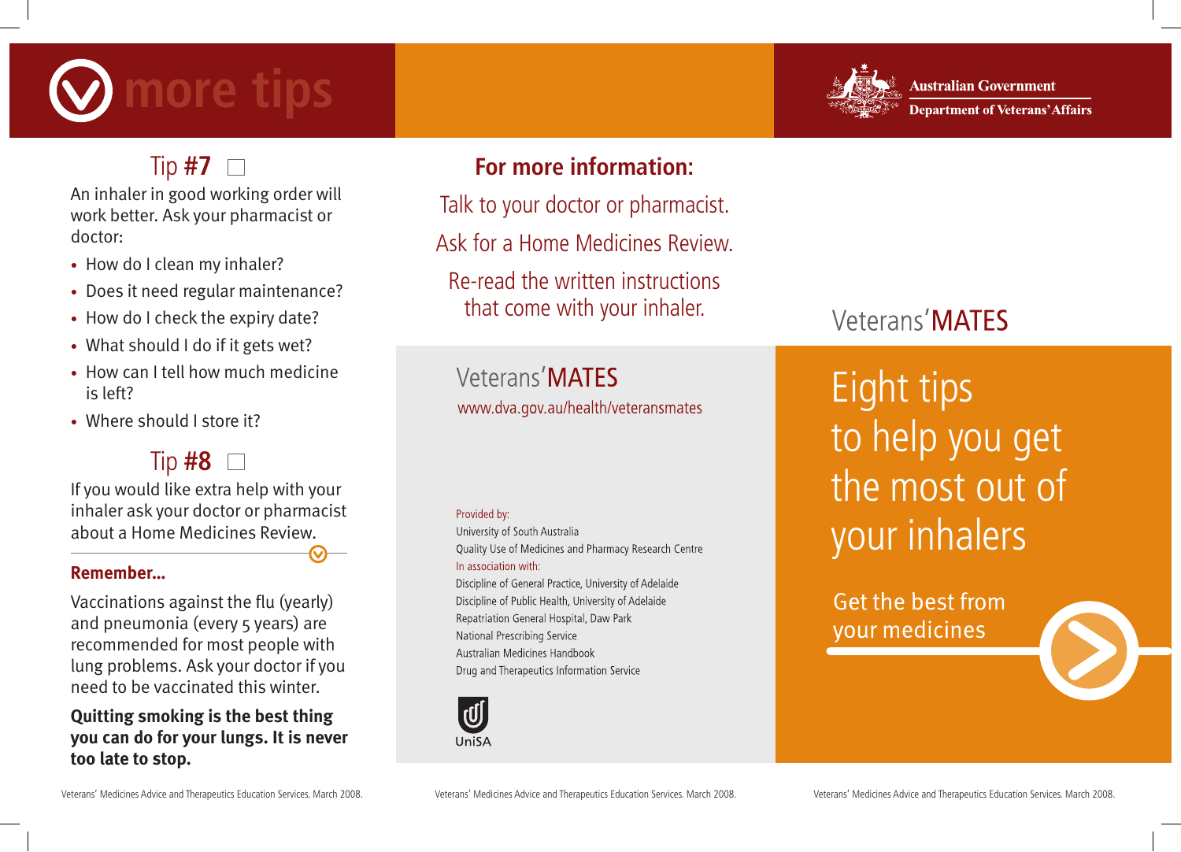# more tips

## Tip #7 ☐

An inhaler in good working order will work better. Ask your pharmacist or doctor:

- How do I clean my inhaler?
- Does it need regular maintenance?
- How do I check the expiry date?
- What should I do if it gets wet?
- How can I tell how much medicine is left?
- Where should I store it?

## Tip #8 ☐

If you would like extra help with your inhaler ask your doctor or pharmacist about a Home Medicines Review.

**Remember...**

Vaccinations against the flu (yearly) and pneumonia (every 5 years) are recommended for most people with lung problems. Ask your doctor if you need to be vaccinated this winter.

**Quitting smoking is the best thing you can do for your lungs. It is never too late to stop.**

Veterans' Medicines Advice and Therapeutics Education Services. March 2008.

## For more information:

Talk to your doctor or pharmacist.

Ask for a Home Medicines Review.

Re-read the written instructions that come with your inhaler.

Veterans' **MATES**

www.dva.gov.au/health/veteransmates

Provided by:
University of South Australia
Quality Use of Medicines and Pharmacy Research Centre
In association with:
Discipline of General Practice, University of Adelaide
Discipline of Public Health, University of Adelaide
Repatriation General Hospital, Daw Park
National Prescribing Service
Australian Medicines Handbook
Drug and Therapeutics Information Service

UniSA

Veterans' Medicines Advice and Therapeutics Education Services. March 2008.

Australian Government
Department of Veterans' Affairs

Veterans' **MATES**

# Eight tips to help you get the most out of your inhalers

Get the best from your medicines

Veterans' Medicines Advice and Therapeutics Education Services. March 2008.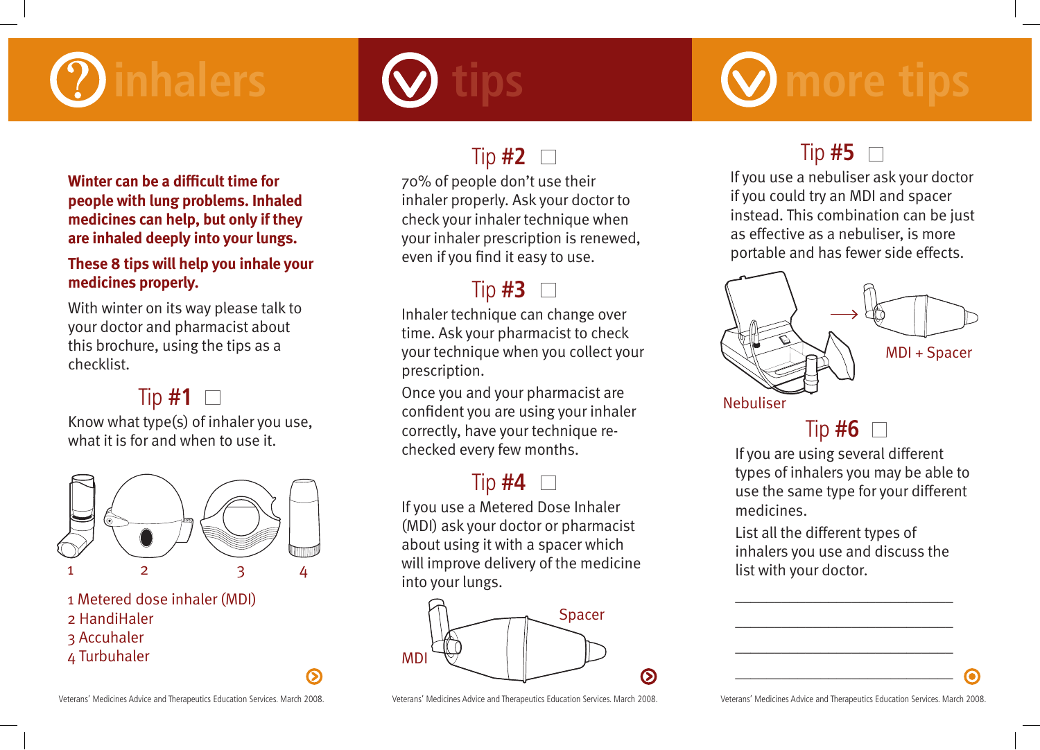# inhalers

**Winter can be a difficult time for people with lung problems. Inhaled medicines can help, but only if they are inhaled deeply into your lungs.**

**These 8 tips will help you inhale your medicines properly.**

With winter on its way please talk to your doctor and pharmacist about this brochure, using the tips as a checklist.

## Tip #1 ☐

Know what type(s) of inhaler you use, what it is for and when to use it.

1 2 3 4

1 Metered dose inhaler (MDI)
2 HandiHaler
3 Accuhaler
4 Turbuhaler

# tips

## Tip #2 ☐

70% of people don't use their inhaler properly. Ask your doctor to check your inhaler technique when your inhaler prescription is renewed, even if you find it easy to use.

## Tip #3 ☐

Inhaler technique can change over time. Ask your pharmacist to check your technique when you collect your prescription.

Once you and your pharmacist are confident you are using your inhaler correctly, have your technique re-checked every few months.

## Tip #4 ☐

If you use a Metered Dose Inhaler (MDI) ask your doctor or pharmacist about using it with a spacer which will improve delivery of the medicine into your lungs.

Spacer

MDI

# more tips

## Tip #5 ☐

If you use a nebuliser ask your doctor if you could try an MDI and spacer instead. This combination can be just as effective as a nebuliser, is more portable and has fewer side effects.

MDI + Spacer

Nebuliser

## Tip #6 ☐

If you are using several different types of inhalers you may be able to use the same type for your different medicines.

List all the different types of inhalers you use and discuss the list with your doctor.

\_\_\_\_\_\_\_\_\_\_\_\_\_\_\_\_\_\_\_\_\_\_\_\_\_\_\_\_

\_\_\_\_\_\_\_\_\_\_\_\_\_\_\_\_\_\_\_\_\_\_\_\_\_\_\_\_

\_\_\_\_\_\_\_\_\_\_\_\_\_\_\_\_\_\_\_\_\_\_\_\_\_\_\_\_

\_\_\_\_\_\_\_\_\_\_\_\_\_\_\_\_\_\_\_\_\_\_\_\_\_\_\_\_

Veterans' Medicines Advice and Therapeutics Education Services. March 2008.